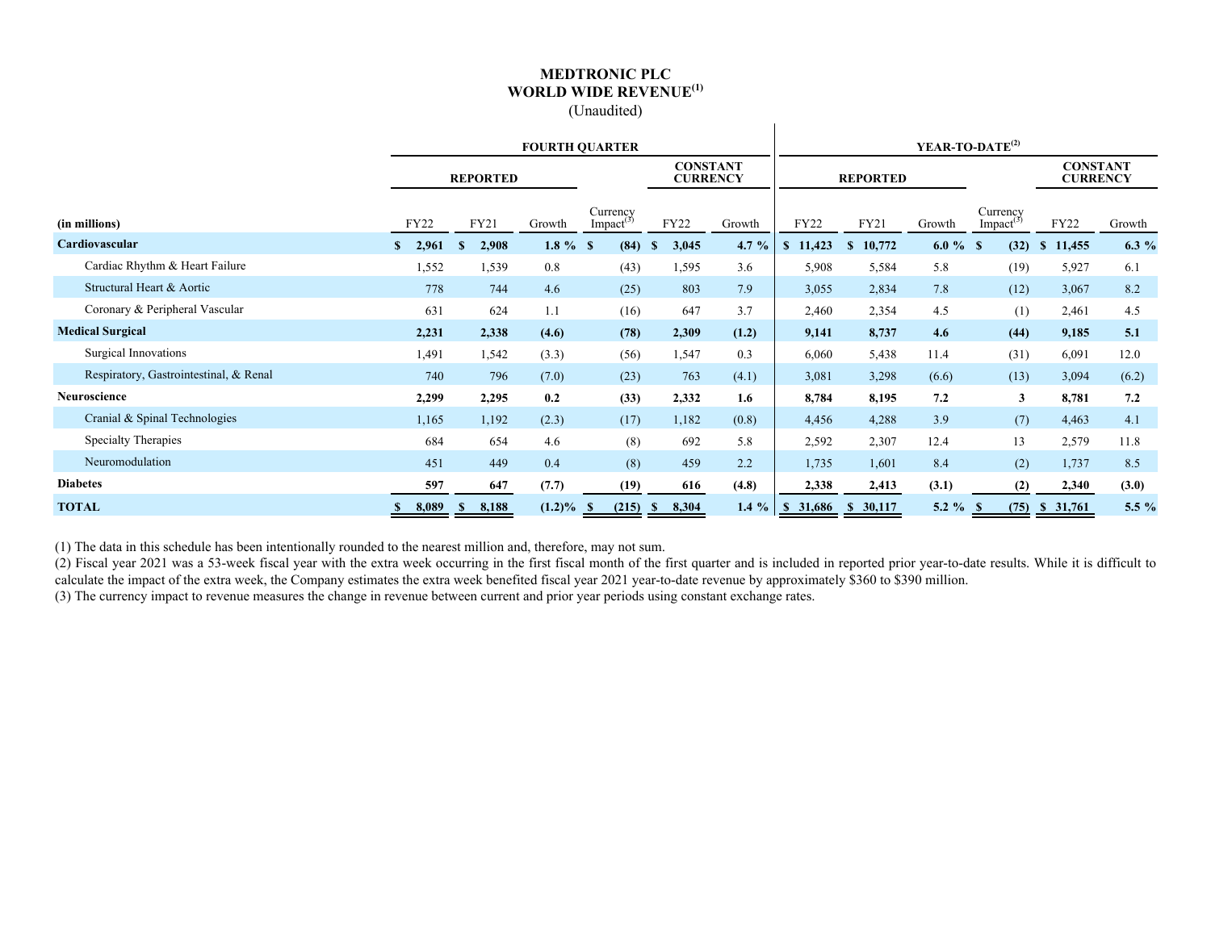# MEDTRONIC PLC
## WORLD WIDE REVENUE(1)
(Unaudited)

| (in millions) | FOURTH QUARTER | | | | | | YEAR-TO-DATE(2) | | | | | |
|---|---|---|---|---|---|---|---|---|---|---|---|---|
| | REPORTED | | | | CONSTANT CURRENCY | | REPORTED | | | | CONSTANT CURRENCY | |
| | FY22 | FY21 | Growth | Currency Impact(3) | FY22 | Growth | FY22 | FY21 | Growth | Currency Impact(3) | FY22 | Growth |
| **Cardiovascular** | **$ 2,961** | **$ 2,908** | **1.8 %** | **$ (84)** | **$ 3,045** | **4.7 %** | **$ 11,423** | **$ 10,772** | **6.0 %** | **$ (32)** | **$ 11,455** | **6.3 %** |
| Cardiac Rhythm & Heart Failure | 1,552 | 1,539 | 0.8 | (43) | 1,595 | 3.6 | 5,908 | 5,584 | 5.8 | (19) | 5,927 | 6.1 |
| Structural Heart & Aortic | 778 | 744 | 4.6 | (25) | 803 | 7.9 | 3,055 | 2,834 | 7.8 | (12) | 3,067 | 8.2 |
| Coronary & Peripheral Vascular | 631 | 624 | 1.1 | (16) | 647 | 3.7 | 2,460 | 2,354 | 4.5 | (1) | 2,461 | 4.5 |
| **Medical Surgical** | **2,231** | **2,338** | **(4.6)** | **(78)** | **2,309** | **(1.2)** | **9,141** | **8,737** | **4.6** | **(44)** | **9,185** | **5.1** |
| Surgical Innovations | 1,491 | 1,542 | (3.3) | (56) | 1,547 | 0.3 | 6,060 | 5,438 | 11.4 | (31) | 6,091 | 12.0 |
| Respiratory, Gastrointestinal, & Renal | 740 | 796 | (7.0) | (23) | 763 | (4.1) | 3,081 | 3,298 | (6.6) | (13) | 3,094 | (6.2) |
| **Neuroscience** | **2,299** | **2,295** | **0.2** | **(33)** | **2,332** | **1.6** | **8,784** | **8,195** | **7.2** | **3** | **8,781** | **7.2** |
| Cranial & Spinal Technologies | 1,165 | 1,192 | (2.3) | (17) | 1,182 | (0.8) | 4,456 | 4,288 | 3.9 | (7) | 4,463 | 4.1 |
| Specialty Therapies | 684 | 654 | 4.6 | (8) | 692 | 5.8 | 2,592 | 2,307 | 12.4 | 13 | 2,579 | 11.8 |
| Neuromodulation | 451 | 449 | 0.4 | (8) | 459 | 2.2 | 1,735 | 1,601 | 8.4 | (2) | 1,737 | 8.5 |
| **Diabetes** | **597** | **647** | **(7.7)** | **(19)** | **616** | **(4.8)** | **2,338** | **2,413** | **(3.1)** | **(2)** | **2,340** | **(3.0)** |
| **TOTAL** | **$ 8,089** | **$ 8,188** | **(1.2)%** | **$ (215)** | **$ 8,304** | **1.4 %** | **$ 31,686** | **$ 30,117** | **5.2 %** | **$ (75)** | **$ 31,761** | **5.5 %** |

(1) The data in this schedule has been intentionally rounded to the nearest million and, therefore, may not sum.

(2) Fiscal year 2021 was a 53-week fiscal year with the extra week occurring in the first fiscal month of the first quarter and is included in reported prior year-to-date results. While it is difficult to calculate the impact of the extra week, the Company estimates the extra week benefited fiscal year 2021 year-to-date revenue by approximately $360 to $390 million.

(3) The currency impact to revenue measures the change in revenue between current and prior year periods using constant exchange rates.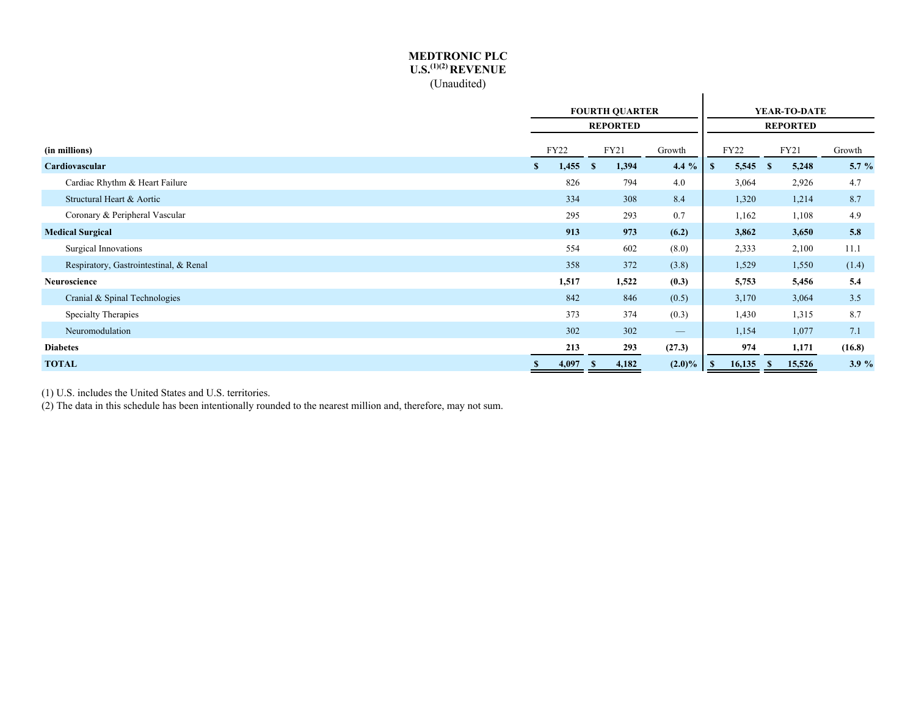# MEDTRONIC PLC
## U.S.[(1)(2)] REVENUE
(Unaudited)

| | FOURTH QUARTER | | | YEAR-TO-DATE | | |
|---|---|---|---|---|---|---|
| | REPORTED | | | REPORTED | | |
| **(in millions)** | FY22 | FY21 | Growth | FY22 | FY21 | Growth |
| **Cardiovascular** | **$ 1,455** | **$ 1,394** | **4.4 %** | **$ 5,545** | **$ 5,248** | **5.7 %** |
| Cardiac Rhythm & Heart Failure | 826 | 794 | 4.0 | 3,064 | 2,926 | 4.7 |
| Structural Heart & Aortic | 334 | 308 | 8.4 | 1,320 | 1,214 | 8.7 |
| Coronary & Peripheral Vascular | 295 | 293 | 0.7 | 1,162 | 1,108 | 4.9 |
| **Medical Surgical** | **913** | **973** | **(6.2)** | **3,862** | **3,650** | **5.8** |
| Surgical Innovations | 554 | 602 | (8.0) | 2,333 | 2,100 | 11.1 |
| Respiratory, Gastrointestinal, & Renal | 358 | 372 | (3.8) | 1,529 | 1,550 | (1.4) |
| **Neuroscience** | **1,517** | **1,522** | **(0.3)** | **5,753** | **5,456** | **5.4** |
| Cranial & Spinal Technologies | 842 | 846 | (0.5) | 3,170 | 3,064 | 3.5 |
| Specialty Therapies | 373 | 374 | (0.3) | 1,430 | 1,315 | 8.7 |
| Neuromodulation | 302 | 302 | — | 1,154 | 1,077 | 7.1 |
| **Diabetes** | **213** | **293** | **(27.3)** | **974** | **1,171** | **(16.8)** |
| **TOTAL** | **$ 4,097** | **$ 4,182** | **(2.0)%** | **$ 16,135** | **$ 15,526** | **3.9 %** |

(1) U.S. includes the United States and U.S. territories.
(2) The data in this schedule has been intentionally rounded to the nearest million and, therefore, may not sum.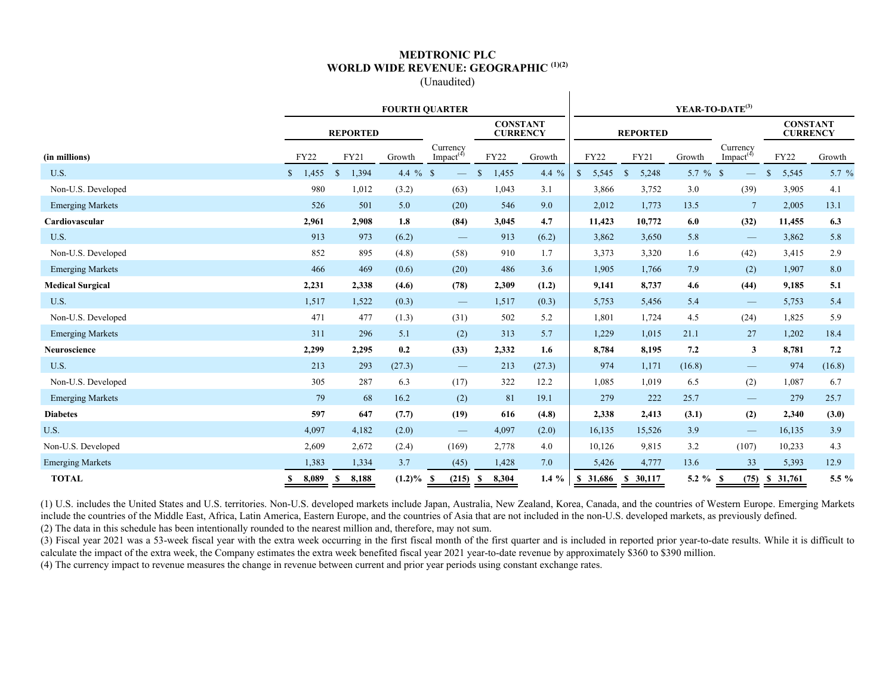# MEDTRONIC PLC
## WORLD WIDE REVENUE: GEOGRAPHIC [1][2]
(Unaudited)

| | FOURTH QUARTER | | | | | | YEAR-TO-DATE[3] | | | | | |
|---|---|---|---|---|---|---|---|---|---|---|---|---|
| | REPORTED | | | | CONSTANT CURRENCY | | REPORTED | | | | CONSTANT CURRENCY | |
| (in millions) | FY22 | FY21 | Growth | Currency Impact[4] | FY22 | Growth | FY22 | FY21 | Growth | Currency Impact[4] | FY22 | Growth |
| U.S. | $ 1,455 | $ 1,394 | 4.4 % | $ — | $ 1,455 | 4.4 % | $ 5,545 | $ 5,248 | 5.7 % | $ — | $ 5,545 | 5.7 % |
| Non-U.S. Developed | 980 | 1,012 | (3.2) | (63) | 1,043 | 3.1 | 3,866 | 3,752 | 3.0 | (39) | 3,905 | 4.1 |
| Emerging Markets | 526 | 501 | 5.0 | (20) | 546 | 9.0 | 2,012 | 1,773 | 13.5 | 7 | 2,005 | 13.1 |
| **Cardiovascular** | **2,961** | **2,908** | **1.8** | **(84)** | **3,045** | **4.7** | **11,423** | **10,772** | **6.0** | **(32)** | **11,455** | **6.3** |
| U.S. | 913 | 973 | (6.2) | — | 913 | (6.2) | 3,862 | 3,650 | 5.8 | — | 3,862 | 5.8 |
| Non-U.S. Developed | 852 | 895 | (4.8) | (58) | 910 | 1.7 | 3,373 | 3,320 | 1.6 | (42) | 3,415 | 2.9 |
| Emerging Markets | 466 | 469 | (0.6) | (20) | 486 | 3.6 | 1,905 | 1,766 | 7.9 | (2) | 1,907 | 8.0 |
| **Medical Surgical** | **2,231** | **2,338** | **(4.6)** | **(78)** | **2,309** | **(1.2)** | **9,141** | **8,737** | **4.6** | **(44)** | **9,185** | **5.1** |
| U.S. | 1,517 | 1,522 | (0.3) | — | 1,517 | (0.3) | 5,753 | 5,456 | 5.4 | — | 5,753 | 5.4 |
| Non-U.S. Developed | 471 | 477 | (1.3) | (31) | 502 | 5.2 | 1,801 | 1,724 | 4.5 | (24) | 1,825 | 5.9 |
| Emerging Markets | 311 | 296 | 5.1 | (2) | 313 | 5.7 | 1,229 | 1,015 | 21.1 | 27 | 1,202 | 18.4 |
| **Neuroscience** | **2,299** | **2,295** | **0.2** | **(33)** | **2,332** | **1.6** | **8,784** | **8,195** | **7.2** | **3** | **8,781** | **7.2** |
| U.S. | 213 | 293 | (27.3) | — | 213 | (27.3) | 974 | 1,171 | (16.8) | — | 974 | (16.8) |
| Non-U.S. Developed | 305 | 287 | 6.3 | (17) | 322 | 12.2 | 1,085 | 1,019 | 6.5 | (2) | 1,087 | 6.7 |
| Emerging Markets | 79 | 68 | 16.2 | (2) | 81 | 19.1 | 279 | 222 | 25.7 | — | 279 | 25.7 |
| **Diabetes** | **597** | **647** | **(7.7)** | **(19)** | **616** | **(4.8)** | **2,338** | **2,413** | **(3.1)** | **(2)** | **2,340** | **(3.0)** |
| U.S. | 4,097 | 4,182 | (2.0) | — | 4,097 | (2.0) | 16,135 | 15,526 | 3.9 | — | 16,135 | 3.9 |
| Non-U.S. Developed | 2,609 | 2,672 | (2.4) | (169) | 2,778 | 4.0 | 10,126 | 9,815 | 3.2 | (107) | 10,233 | 4.3 |
| Emerging Markets | 1,383 | 1,334 | 3.7 | (45) | 1,428 | 7.0 | 5,426 | 4,777 | 13.6 | 33 | 5,393 | 12.9 |
| **TOTAL** | **$ 8,089** | **$ 8,188** | **(1.2)%** | **$ (215)** | **$ 8,304** | **1.4 %** | **$ 31,686** | **$ 30,117** | **5.2 %** | **$ (75)** | **$ 31,761** | **5.5 %** |

(1) U.S. includes the United States and U.S. territories. Non-U.S. developed markets include Japan, Australia, New Zealand, Korea, Canada, and the countries of Western Europe. Emerging Markets include the countries of the Middle East, Africa, Latin America, Eastern Europe, and the countries of Asia that are not included in the non-U.S. developed markets, as previously defined.

(2) The data in this schedule has been intentionally rounded to the nearest million and, therefore, may not sum.

(3) Fiscal year 2021 was a 53-week fiscal year with the extra week occurring in the first fiscal month of the first quarter and is included in reported prior year-to-date results. While it is difficult to calculate the impact of the extra week, the Company estimates the extra week benefited fiscal year 2021 year-to-date revenue by approximately $360 to $390 million.

(4) The currency impact to revenue measures the change in revenue between current and prior year periods using constant exchange rates.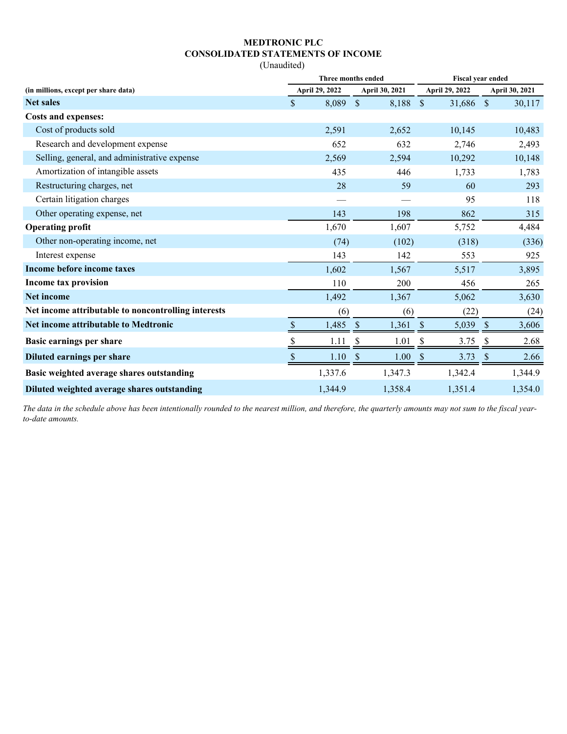# MEDTRONIC PLC
## CONSOLIDATED STATEMENTS OF INCOME
(Unaudited)

| (in millions, except per share data) | Three months ended | | Fiscal year ended | |
|---|---|---|---|---|
| | April 29, 2022 | April 30, 2021 | April 29, 2022 | April 30, 2021 |
| **Net sales** | $ 8,089 | $ 8,188 | $ 31,686 | $ 30,117 |
| **Costs and expenses:** | | | | |
| Cost of products sold | 2,591 | 2,652 | 10,145 | 10,483 |
| Research and development expense | 652 | 632 | 2,746 | 2,493 |
| Selling, general, and administrative expense | 2,569 | 2,594 | 10,292 | 10,148 |
| Amortization of intangible assets | 435 | 446 | 1,733 | 1,783 |
| Restructuring charges, net | 28 | 59 | 60 | 293 |
| Certain litigation charges | — | — | 95 | 118 |
| Other operating expense, net | 143 | 198 | 862 | 315 |
| **Operating profit** | 1,670 | 1,607 | 5,752 | 4,484 |
| Other non-operating income, net | (74) | (102) | (318) | (336) |
| Interest expense | 143 | 142 | 553 | 925 |
| **Income before income taxes** | 1,602 | 1,567 | 5,517 | 3,895 |
| **Income tax provision** | 110 | 200 | 456 | 265 |
| **Net income** | 1,492 | 1,367 | 5,062 | 3,630 |
| **Net income attributable to noncontrolling interests** | (6) | (6) | (22) | (24) |
| **Net income attributable to Medtronic** | $ 1,485 | $ 1,361 | $ 5,039 | $ 3,606 |
| **Basic earnings per share** | $ 1.11 | $ 1.01 | $ 3.75 | $ 2.68 |
| **Diluted earnings per share** | $ 1.10 | $ 1.00 | $ 3.73 | $ 2.66 |
| **Basic weighted average shares outstanding** | 1,337.6 | 1,347.3 | 1,342.4 | 1,344.9 |
| **Diluted weighted average shares outstanding** | 1,344.9 | 1,358.4 | 1,351.4 | 1,354.0 |

*The data in the schedule above has been intentionally rounded to the nearest million, and therefore, the quarterly amounts may not sum to the fiscal year-to-date amounts.*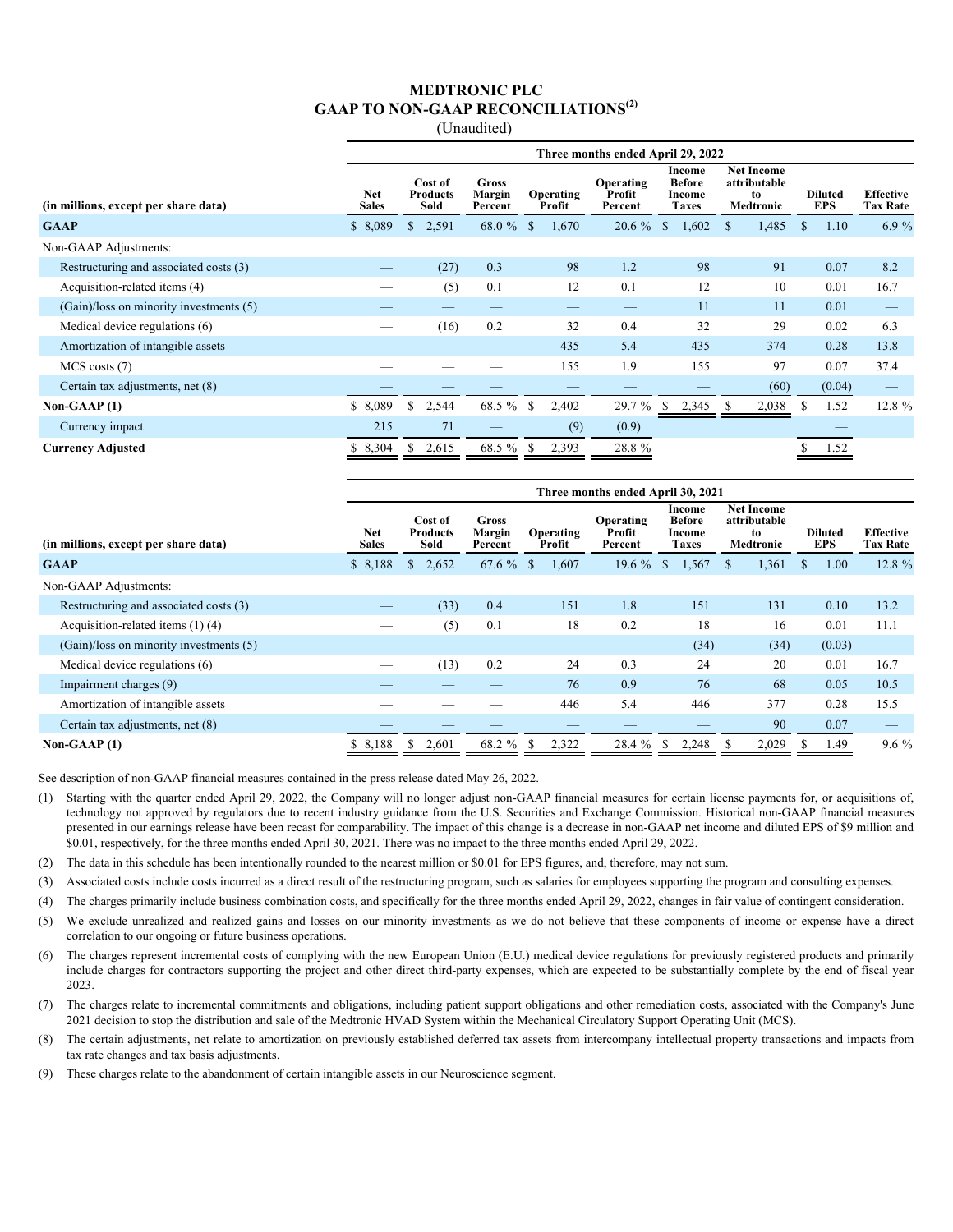# MEDTRONIC PLC
## GAAP TO NON-GAAP RECONCILIATIONS[2]
(Unaudited)

| | Three months ended April 29, 2022 | | | | | | | | |
|---|---|---|---|---|---|---|---|---|---|
| (in millions, except per share data) | Net Sales | Cost of Products Sold | Gross Margin Percent | Operating Profit | Operating Profit Percent | Income Before Income Taxes | Net Income attributable to Medtronic | Diluted EPS | Effective Tax Rate |
| **GAAP** | $ 8,089 | $ 2,591 | 68.0 % | $ 1,670 | 20.6 % | $ 1,602 | $ 1,485 | $ 1.10 | 6.9 % |
| Non-GAAP Adjustments: | | | | | | | | | |
| Restructuring and associated costs (3) | — | (27) | 0.3 | 98 | 1.2 | 98 | 91 | 0.07 | 8.2 |
| Acquisition-related items (4) | — | (5) | 0.1 | 12 | 0.1 | 12 | 10 | 0.01 | 16.7 |
| (Gain)/loss on minority investments (5) | — | — | — | — | — | 11 | 11 | 0.01 | — |
| Medical device regulations (6) | — | (16) | 0.2 | 32 | 0.4 | 32 | 29 | 0.02 | 6.3 |
| Amortization of intangible assets | — | — | — | 435 | 5.4 | 435 | 374 | 0.28 | 13.8 |
| MCS costs (7) | — | — | — | 155 | 1.9 | 155 | 97 | 0.07 | 37.4 |
| Certain tax adjustments, net (8) | — | — | — | — | — | — | (60) | (0.04) | — |
| **Non-GAAP (1)** | $ 8,089 | $ 2,544 | 68.5 % | $ 2,402 | 29.7 % | $ 2,345 | $ 2,038 | $ 1.52 | 12.8 % |
| Currency impact | 215 | 71 | — | (9) | (0.9) | | | — | |
| **Currency Adjusted** | $ 8,304 | $ 2,615 | 68.5 % | $ 2,393 | 28.8 % | | | $ 1.52 | |

| | Three months ended April 30, 2021 | | | | | | | | |
|---|---|---|---|---|---|---|---|---|---|
| (in millions, except per share data) | Net Sales | Cost of Products Sold | Gross Margin Percent | Operating Profit | Operating Profit Percent | Income Before Income Taxes | Net Income attributable to Medtronic | Diluted EPS | Effective Tax Rate |
| **GAAP** | $ 8,188 | $ 2,652 | 67.6 % | $ 1,607 | 19.6 % | $ 1,567 | $ 1,361 | $ 1.00 | 12.8 % |
| Non-GAAP Adjustments: | | | | | | | | | |
| Restructuring and associated costs (3) | — | (33) | 0.4 | 151 | 1.8 | 151 | 131 | 0.10 | 13.2 |
| Acquisition-related items (1) (4) | — | (5) | 0.1 | 18 | 0.2 | 18 | 16 | 0.01 | 11.1 |
| (Gain)/loss on minority investments (5) | — | — | — | — | — | (34) | (34) | (0.03) | — |
| Medical device regulations (6) | — | (13) | 0.2 | 24 | 0.3 | 24 | 20 | 0.01 | 16.7 |
| Impairment charges (9) | — | — | — | 76 | 0.9 | 76 | 68 | 0.05 | 10.5 |
| Amortization of intangible assets | — | — | — | 446 | 5.4 | 446 | 377 | 0.28 | 15.5 |
| Certain tax adjustments, net (8) | — | — | — | — | — | — | 90 | 0.07 | — |
| **Non-GAAP (1)** | $ 8,188 | $ 2,601 | 68.2 % | $ 2,322 | 28.4 % | $ 2,248 | $ 2,029 | $ 1.49 | 9.6 % |

See description of non-GAAP financial measures contained in the press release dated May 26, 2022.

(1) Starting with the quarter ended April 29, 2022, the Company will no longer adjust non-GAAP financial measures for certain license payments for, or acquisitions of, technology not approved by regulators due to recent industry guidance from the U.S. Securities and Exchange Commission. Historical non-GAAP financial measures presented in our earnings release have been recast for comparability. The impact of this change is a decrease in non-GAAP net income and diluted EPS of $9 million and $0.01, respectively, for the three months ended April 30, 2021. There was no impact to the three months ended April 29, 2022.

(2) The data in this schedule has been intentionally rounded to the nearest million or $0.01 for EPS figures, and, therefore, may not sum.

(3) Associated costs include costs incurred as a direct result of the restructuring program, such as salaries for employees supporting the program and consulting expenses.

(4) The charges primarily include business combination costs, and specifically for the three months ended April 29, 2022, changes in fair value of contingent consideration.

(5) We exclude unrealized and realized gains and losses on our minority investments as we do not believe that these components of income or expense have a direct correlation to our ongoing or future business operations.

(6) The charges represent incremental costs of complying with the new European Union (E.U.) medical device regulations for previously registered products and primarily include charges for contractors supporting the project and other direct third-party expenses, which are expected to be substantially complete by the end of fiscal year 2023.

(7) The charges relate to incremental commitments and obligations, including patient support obligations and other remediation costs, associated with the Company's June 2021 decision to stop the distribution and sale of the Medtronic HVAD System within the Mechanical Circulatory Support Operating Unit (MCS).

(8) The certain adjustments, net relate to amortization on previously established deferred tax assets from intercompany intellectual property transactions and impacts from tax rate changes and tax basis adjustments.

(9) These charges relate to the abandonment of certain intangible assets in our Neuroscience segment.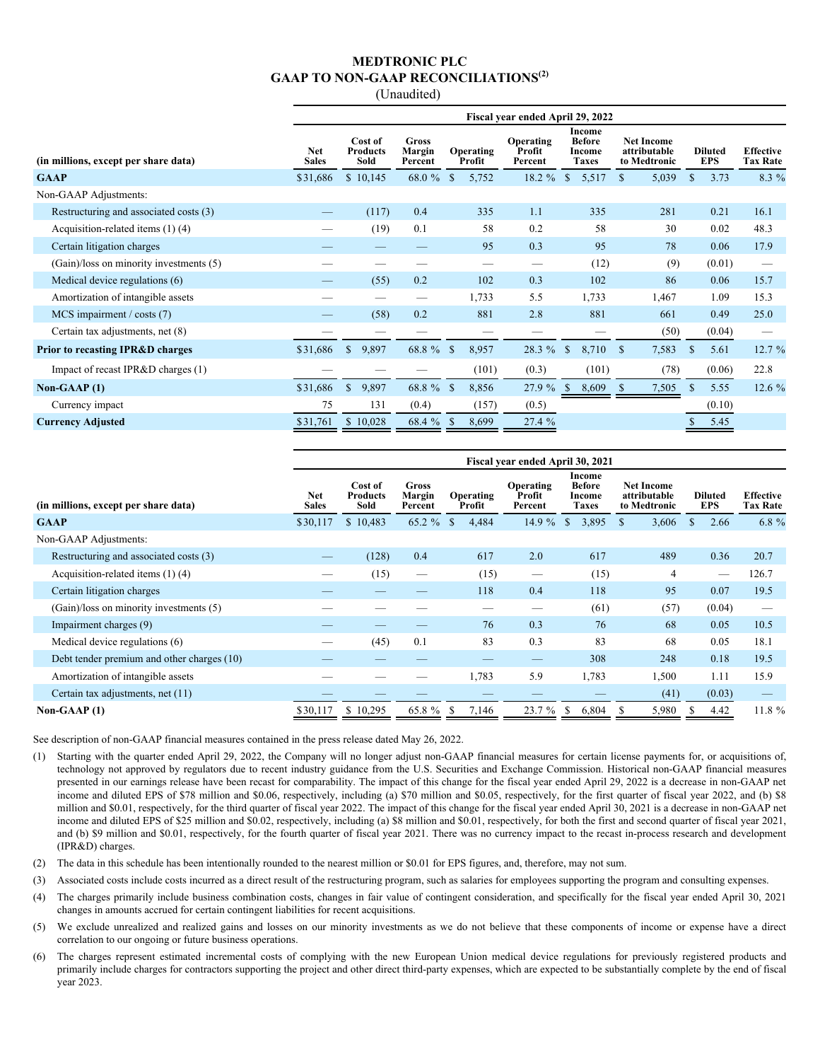# MEDTRONIC PLC
## GAAP TO NON-GAAP RECONCILIATIONS[(2)]
(Unaudited)

| | Fiscal year ended April 29, 2022 | | | | | | | | |
|---|---|---|---|---|---|---|---|---|---|
| (in millions, except per share data) | Net Sales | Cost of Products Sold | Gross Margin Percent | Operating Profit | Operating Profit Percent | Income Before Income Taxes | Net Income attributable to Medtronic | Diluted EPS | Effective Tax Rate |
| **GAAP** | $31,686 | $ 10,145 | 68.0 % | $ 5,752 | 18.2 % | $ 5,517 | $ 5,039 | $ 3.73 | 8.3 % |
| Non-GAAP Adjustments: | | | | | | | | | |
| Restructuring and associated costs (3) | — | (117) | 0.4 | 335 | 1.1 | 335 | 281 | 0.21 | 16.1 |
| Acquisition-related items (1) (4) | — | (19) | 0.1 | 58 | 0.2 | 58 | 30 | 0.02 | 48.3 |
| Certain litigation charges | — | — | — | 95 | 0.3 | 95 | 78 | 0.06 | 17.9 |
| (Gain)/loss on minority investments (5) | — | — | — | — | — | (12) | (9) | (0.01) | — |
| Medical device regulations (6) | — | (55) | 0.2 | 102 | 0.3 | 102 | 86 | 0.06 | 15.7 |
| Amortization of intangible assets | — | — | — | 1,733 | 5.5 | 1,733 | 1,467 | 1.09 | 15.3 |
| MCS impairment / costs (7) | — | (58) | 0.2 | 881 | 2.8 | 881 | 661 | 0.49 | 25.0 |
| Certain tax adjustments, net (8) | — | — | — | — | — | — | (50) | (0.04) | — |
| **Prior to recasting IPR&D charges** | $31,686 | $ 9,897 | 68.8 % | $ 8,957 | 28.3 % | $ 8,710 | $ 7,583 | $ 5.61 | 12.7 % |
| Impact of recast IPR&D charges (1) | — | — | — | (101) | (0.3) | (101) | (78) | (0.06) | 22.8 |
| **Non-GAAP (1)** | $31,686 | $ 9,897 | 68.8 % | $ 8,856 | 27.9 % | $ 8,609 | $ 7,505 | $ 5.55 | 12.6 % |
| Currency impact | 75 | 131 | (0.4) | (157) | (0.5) | | | (0.10) | |
| **Currency Adjusted** | $31,761 | $ 10,028 | 68.4 % | $ 8,699 | 27.4 % | | | $ 5.45 | |

| | Fiscal year ended April 30, 2021 | | | | | | | | |
|---|---|---|---|---|---|---|---|---|---|
| (in millions, except per share data) | Net Sales | Cost of Products Sold | Gross Margin Percent | Operating Profit | Operating Profit Percent | Income Before Income Taxes | Net Income attributable to Medtronic | Diluted EPS | Effective Tax Rate |
| **GAAP** | $30,117 | $ 10,483 | 65.2 % | $ 4,484 | 14.9 % | $ 3,895 | $ 3,606 | $ 2.66 | 6.8 % |
| Non-GAAP Adjustments: | | | | | | | | | |
| Restructuring and associated costs (3) | — | (128) | 0.4 | 617 | 2.0 | 617 | 489 | 0.36 | 20.7 |
| Acquisition-related items (1) (4) | — | (15) | — | (15) | — | (15) | 4 | — | 126.7 |
| Certain litigation charges | — | — | — | 118 | 0.4 | 118 | 95 | 0.07 | 19.5 |
| (Gain)/loss on minority investments (5) | — | — | — | — | — | (61) | (57) | (0.04) | — |
| Impairment charges (9) | — | — | — | 76 | 0.3 | 76 | 68 | 0.05 | 10.5 |
| Medical device regulations (6) | — | (45) | 0.1 | 83 | 0.3 | 83 | 68 | 0.05 | 18.1 |
| Debt tender premium and other charges (10) | — | — | — | — | — | 308 | 248 | 0.18 | 19.5 |
| Amortization of intangible assets | — | — | — | 1,783 | 5.9 | 1,783 | 1,500 | 1.11 | 15.9 |
| Certain tax adjustments, net (11) | — | — | — | — | — | — | (41) | (0.03) | — |
| **Non-GAAP (1)** | $30,117 | $ 10,295 | 65.8 % | $ 7,146 | 23.7 % | $ 6,804 | $ 5,980 | $ 4.42 | 11.8 % |

See description of non-GAAP financial measures contained in the press release dated May 26, 2022.

(1) Starting with the quarter ended April 29, 2022, the Company will no longer adjust non-GAAP financial measures for certain license payments for, or acquisitions of, technology not approved by regulators due to recent industry guidance from the U.S. Securities and Exchange Commission. Historical non-GAAP financial measures presented in our earnings release have been recast for comparability. The impact of this change for the fiscal year ended April 29, 2022 is a decrease in non-GAAP net income and diluted EPS of $78 million and $0.06, respectively, including (a) $70 million and $0.05, respectively, for the first quarter of fiscal year 2022, and (b) $8 million and $0.01, respectively, for the third quarter of fiscal year 2022. The impact of this change for the fiscal year ended April 30, 2021 is a decrease in non-GAAP net income and diluted EPS of $25 million and $0.02, respectively, including (a) $8 million and $0.01, respectively, for both the first and second quarter of fiscal year 2021, and (b) $9 million and $0.01, respectively, for the fourth quarter of fiscal year 2021. There was no currency impact to the recast in-process research and development (IPR&D) charges.

(2) The data in this schedule has been intentionally rounded to the nearest million or $0.01 for EPS figures, and, therefore, may not sum.

(3) Associated costs include costs incurred as a direct result of the restructuring program, such as salaries for employees supporting the program and consulting expenses.

(4) The charges primarily include business combination costs, changes in fair value of contingent consideration, and specifically for the fiscal year ended April 30, 2021 changes in amounts accrued for certain contingent liabilities for recent acquisitions.

(5) We exclude unrealized and realized gains and losses on our minority investments as we do not believe that these components of income or expense have a direct correlation to our ongoing or future business operations.

(6) The charges represent estimated incremental costs of complying with the new European Union medical device regulations for previously registered products and primarily include charges for contractors supporting the project and other direct third-party expenses, which are expected to be substantially complete by the end of fiscal year 2023.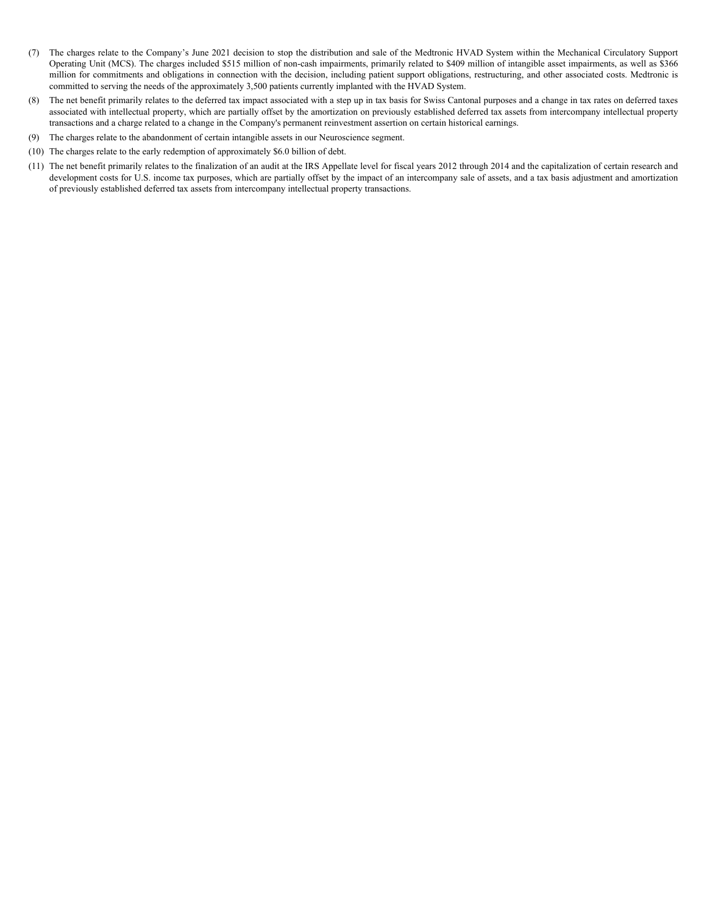(7) The charges relate to the Company's June 2021 decision to stop the distribution and sale of the Medtronic HVAD System within the Mechanical Circulatory Support Operating Unit (MCS). The charges included $515 million of non-cash impairments, primarily related to $409 million of intangible asset impairments, as well as $366 million for commitments and obligations in connection with the decision, including patient support obligations, restructuring, and other associated costs. Medtronic is committed to serving the needs of the approximately 3,500 patients currently implanted with the HVAD System.

(8) The net benefit primarily relates to the deferred tax impact associated with a step up in tax basis for Swiss Cantonal purposes and a change in tax rates on deferred taxes associated with intellectual property, which are partially offset by the amortization on previously established deferred tax assets from intercompany intellectual property transactions and a charge related to a change in the Company's permanent reinvestment assertion on certain historical earnings.

(9) The charges relate to the abandonment of certain intangible assets in our Neuroscience segment.

(10) The charges relate to the early redemption of approximately $6.0 billion of debt.

(11) The net benefit primarily relates to the finalization of an audit at the IRS Appellate level for fiscal years 2012 through 2014 and the capitalization of certain research and development costs for U.S. income tax purposes, which are partially offset by the impact of an intercompany sale of assets, and a tax basis adjustment and amortization of previously established deferred tax assets from intercompany intellectual property transactions.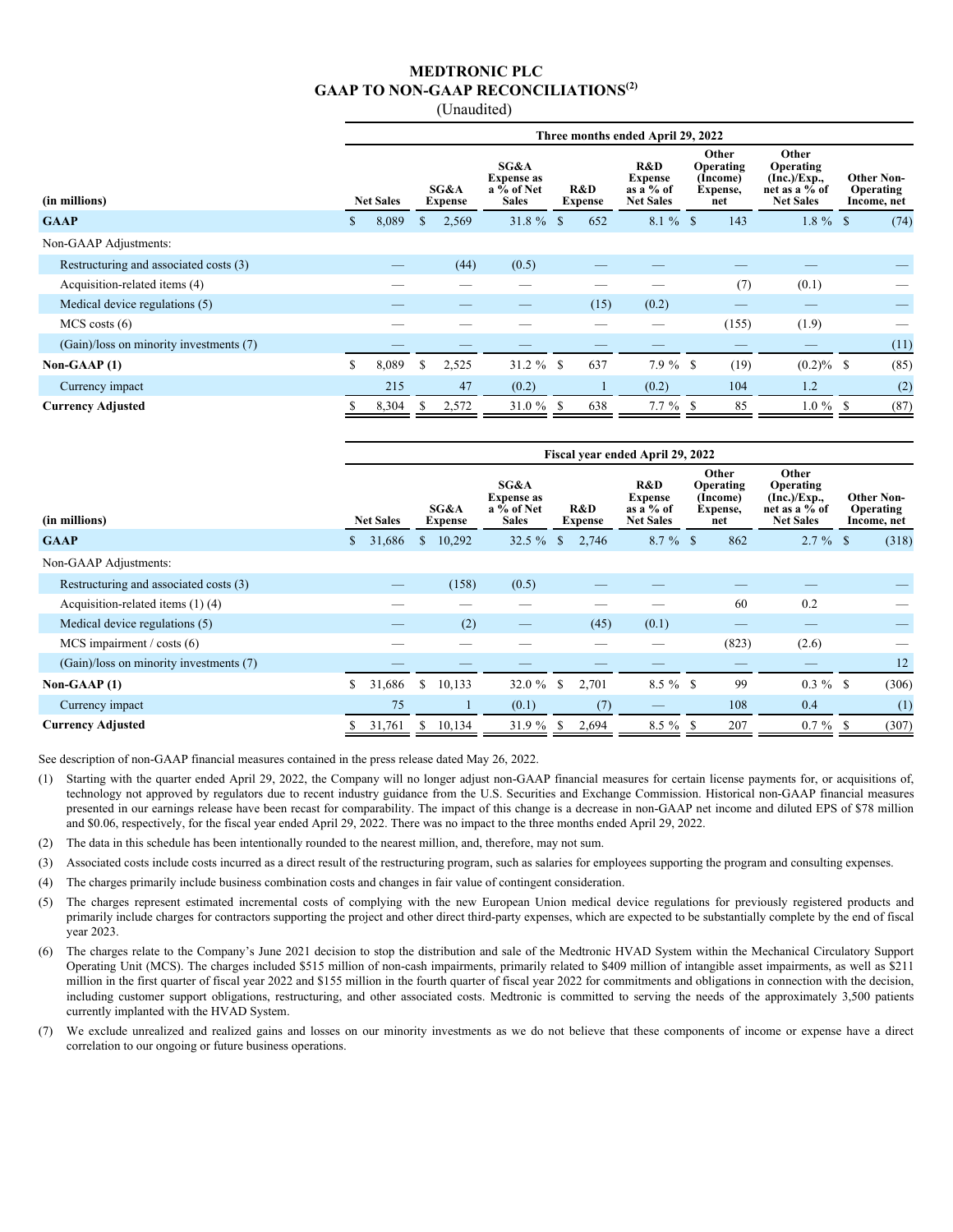# MEDTRONIC PLC
## GAAP TO NON-GAAP RECONCILIATIONS[2]
(Unaudited)

| | Three months ended April 29, 2022 | | | | | | | |
|---|---|---|---|---|---|---|---|---|
| (in millions) | Net Sales | SG&A Expense | SG&A Expense as a % of Net Sales | R&D Expense | R&D Expense as a % of Net Sales | Other Operating (Income) Expense, net | Other Operating (Inc.)/Exp., net as a % of Net Sales | Other Non-Operating Income, net |
| **GAAP** | $ 8,089 | $ 2,569 | 31.8 % | $ 652 | 8.1 % | $ 143 | 1.8 % | $ (74) |
| Non-GAAP Adjustments: | | | | | | | | |
| Restructuring and associated costs (3) | — | (44) | (0.5) | — | — | — | — | — |
| Acquisition-related items (4) | — | — | — | — | — | (7) | (0.1) | — |
| Medical device regulations (5) | — | — | — | (15) | (0.2) | — | — | — |
| MCS costs (6) | — | — | — | — | — | (155) | (1.9) | — |
| (Gain)/loss on minority investments (7) | — | — | — | — | — | — | — | (11) |
| **Non-GAAP (1)** | $ 8,089 | $ 2,525 | 31.2 % | $ 637 | 7.9 % | $ (19) | (0.2)% | $ (85) |
| Currency impact | 215 | 47 | (0.2) | 1 | (0.2) | 104 | 1.2 | (2) |
| **Currency Adjusted** | $ 8,304 | $ 2,572 | 31.0 % | $ 638 | 7.7 % | $ 85 | 1.0 % | $ (87) |

| | Fiscal year ended April 29, 2022 | | | | | | | |
|---|---|---|---|---|---|---|---|---|
| (in millions) | Net Sales | SG&A Expense | SG&A Expense as a % of Net Sales | R&D Expense | R&D Expense as a % of Net Sales | Other Operating (Income) Expense, net | Other Operating (Inc.)/Exp., net as a % of Net Sales | Other Non-Operating Income, net |
| **GAAP** | $ 31,686 | $ 10,292 | 32.5 % | $ 2,746 | 8.7 % | $ 862 | 2.7 % | $ (318) |
| Non-GAAP Adjustments: | | | | | | | | |
| Restructuring and associated costs (3) | — | (158) | (0.5) | — | — | — | — | — |
| Acquisition-related items (1) (4) | — | — | — | — | — | 60 | 0.2 | — |
| Medical device regulations (5) | — | (2) | — | (45) | (0.1) | — | — | — |
| MCS impairment / costs (6) | — | — | — | — | — | (823) | (2.6) | — |
| (Gain)/loss on minority investments (7) | — | — | — | — | — | — | — | 12 |
| **Non-GAAP (1)** | $ 31,686 | $ 10,133 | 32.0 % | $ 2,701 | 8.5 % | $ 99 | 0.3 % | $ (306) |
| Currency impact | 75 | 1 | (0.1) | (7) | — | 108 | 0.4 | (1) |
| **Currency Adjusted** | $ 31,761 | $ 10,134 | 31.9 % | $ 2,694 | 8.5 % | $ 207 | 0.7 % | $ (307) |

See description of non-GAAP financial measures contained in the press release dated May 26, 2022.

(1) Starting with the quarter ended April 29, 2022, the Company will no longer adjust non-GAAP financial measures for certain license payments for, or acquisitions of, technology not approved by regulators due to recent industry guidance from the U.S. Securities and Exchange Commission. Historical non-GAAP financial measures presented in our earnings release have been recast for comparability. The impact of this change is a decrease in non-GAAP net income and diluted EPS of $78 million and $0.06, respectively, for the fiscal year ended April 29, 2022. There was no impact to the three months ended April 29, 2022.

(2) The data in this schedule has been intentionally rounded to the nearest million, and, therefore, may not sum.

(3) Associated costs include costs incurred as a direct result of the restructuring program, such as salaries for employees supporting the program and consulting expenses.

(4) The charges primarily include business combination costs and changes in fair value of contingent consideration.

(5) The charges represent estimated incremental costs of complying with the new European Union medical device regulations for previously registered products and primarily include charges for contractors supporting the project and other direct third-party expenses, which are expected to be substantially complete by the end of fiscal year 2023.

(6) The charges relate to the Company's June 2021 decision to stop the distribution and sale of the Medtronic HVAD System within the Mechanical Circulatory Support Operating Unit (MCS). The charges included $515 million of non-cash impairments, primarily related to $409 million of intangible asset impairments, as well as $211 million in the first quarter of fiscal year 2022 and $155 million in the fourth quarter of fiscal year 2022 for commitments and obligations in connection with the decision, including customer support obligations, restructuring, and other associated costs. Medtronic is committed to serving the needs of the approximately 3,500 patients currently implanted with the HVAD System.

(7) We exclude unrealized and realized gains and losses on our minority investments as we do not believe that these components of income or expense have a direct correlation to our ongoing or future business operations.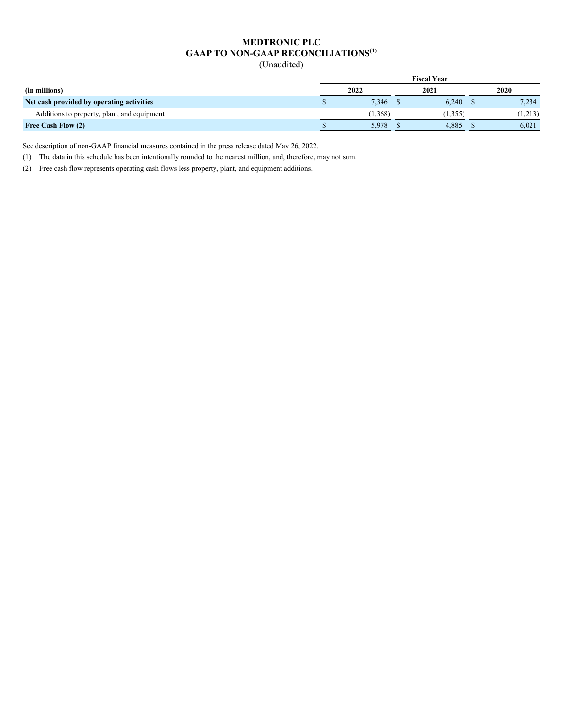# MEDTRONIC PLC
## GAAP TO NON-GAAP RECONCILIATIONS[1]
(Unaudited)

| | Fiscal Year | | |
|---|---|---|---|
| **(in millions)** | **2022** | **2021** | **2020** |
| **Net cash provided by operating activities** | $ 7,346 | $ 6,240 | $ 7,234 |
| Additions to property, plant, and equipment | (1,368) | (1,355) | (1,213) |
| **Free Cash Flow (2)** | $ 5,978 | $ 4,885 | $ 6,021 |

See description of non-GAAP financial measures contained in the press release dated May 26, 2022.

(1) The data in this schedule has been intentionally rounded to the nearest million, and, therefore, may not sum.

(2) Free cash flow represents operating cash flows less property, plant, and equipment additions.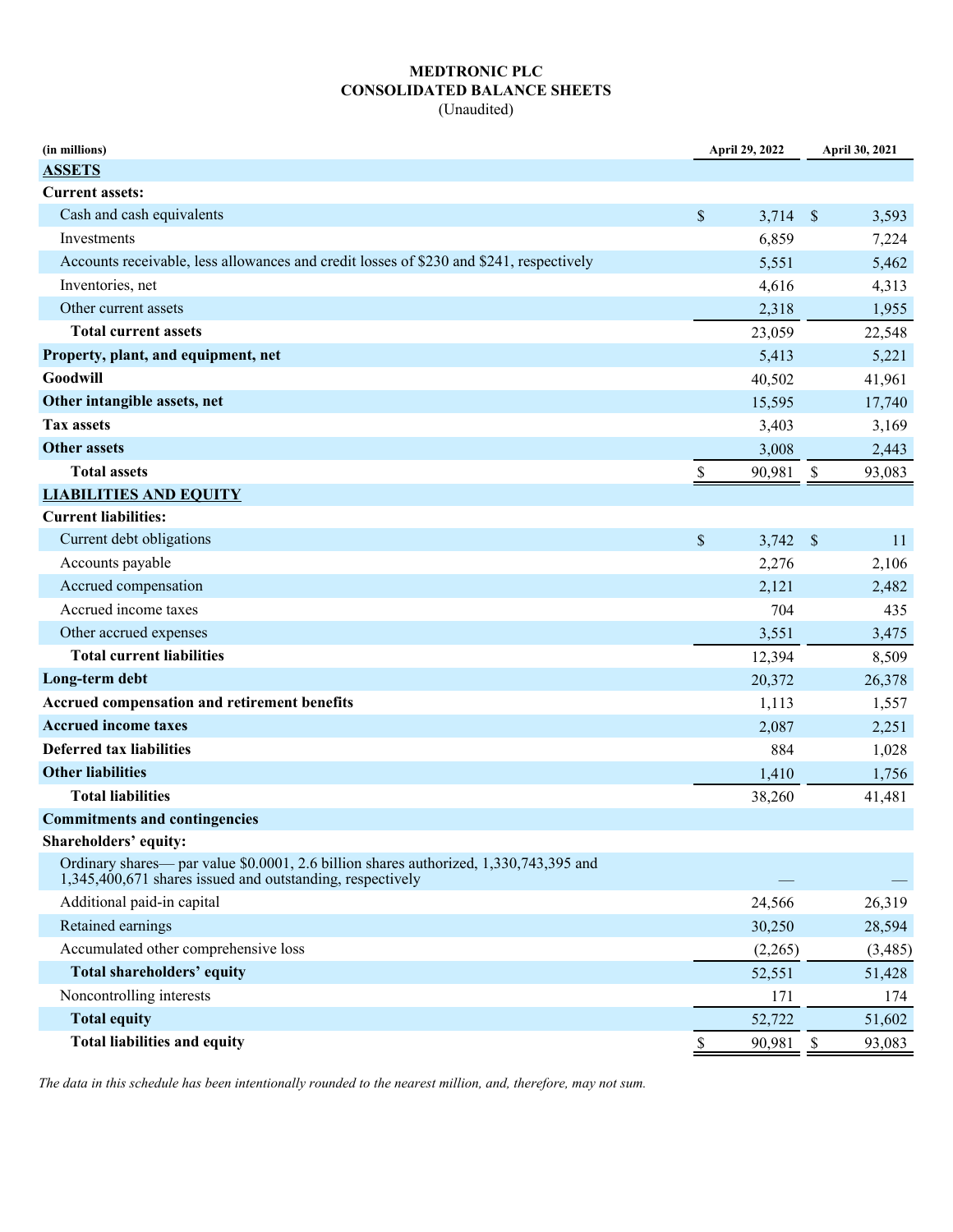**MEDTRONIC PLC**
**CONSOLIDATED BALANCE SHEETS**
(Unaudited)

| (in millions) | April 29, 2022 | April 30, 2021 |
|---|---|---|
| **ASSETS** | | |
| **Current assets:** | | |
| Cash and cash equivalents | $ 3,714 | $ 3,593 |
| Investments | 6,859 | 7,224 |
| Accounts receivable, less allowances and credit losses of $230 and $241, respectively | 5,551 | 5,462 |
| Inventories, net | 4,616 | 4,313 |
| Other current assets | 2,318 | 1,955 |
| **Total current assets** | 23,059 | 22,548 |
| **Property, plant, and equipment, net** | 5,413 | 5,221 |
| **Goodwill** | 40,502 | 41,961 |
| **Other intangible assets, net** | 15,595 | 17,740 |
| **Tax assets** | 3,403 | 3,169 |
| **Other assets** | 3,008 | 2,443 |
| **Total assets** | $ 90,981 | $ 93,083 |
| **LIABILITIES AND EQUITY** | | |
| **Current liabilities:** | | |
| Current debt obligations | $ 3,742 | $ 11 |
| Accounts payable | 2,276 | 2,106 |
| Accrued compensation | 2,121 | 2,482 |
| Accrued income taxes | 704 | 435 |
| Other accrued expenses | 3,551 | 3,475 |
| **Total current liabilities** | 12,394 | 8,509 |
| **Long-term debt** | 20,372 | 26,378 |
| **Accrued compensation and retirement benefits** | 1,113 | 1,557 |
| **Accrued income taxes** | 2,087 | 2,251 |
| **Deferred tax liabilities** | 884 | 1,028 |
| **Other liabilities** | 1,410 | 1,756 |
| **Total liabilities** | 38,260 | 41,481 |
| **Commitments and contingencies** | | |
| **Shareholders' equity:** | | |
| Ordinary shares— par value $0.0001, 2.6 billion shares authorized, 1,330,743,395 and 1,345,400,671 shares issued and outstanding, respectively | — | — |
| Additional paid-in capital | 24,566 | 26,319 |
| Retained earnings | 30,250 | 28,594 |
| Accumulated other comprehensive loss | (2,265) | (3,485) |
| **Total shareholders' equity** | 52,551 | 51,428 |
| Noncontrolling interests | 171 | 174 |
| **Total equity** | 52,722 | 51,602 |
| **Total liabilities and equity** | $ 90,981 | $ 93,083 |

*The data in this schedule has been intentionally rounded to the nearest million, and, therefore, may not sum.*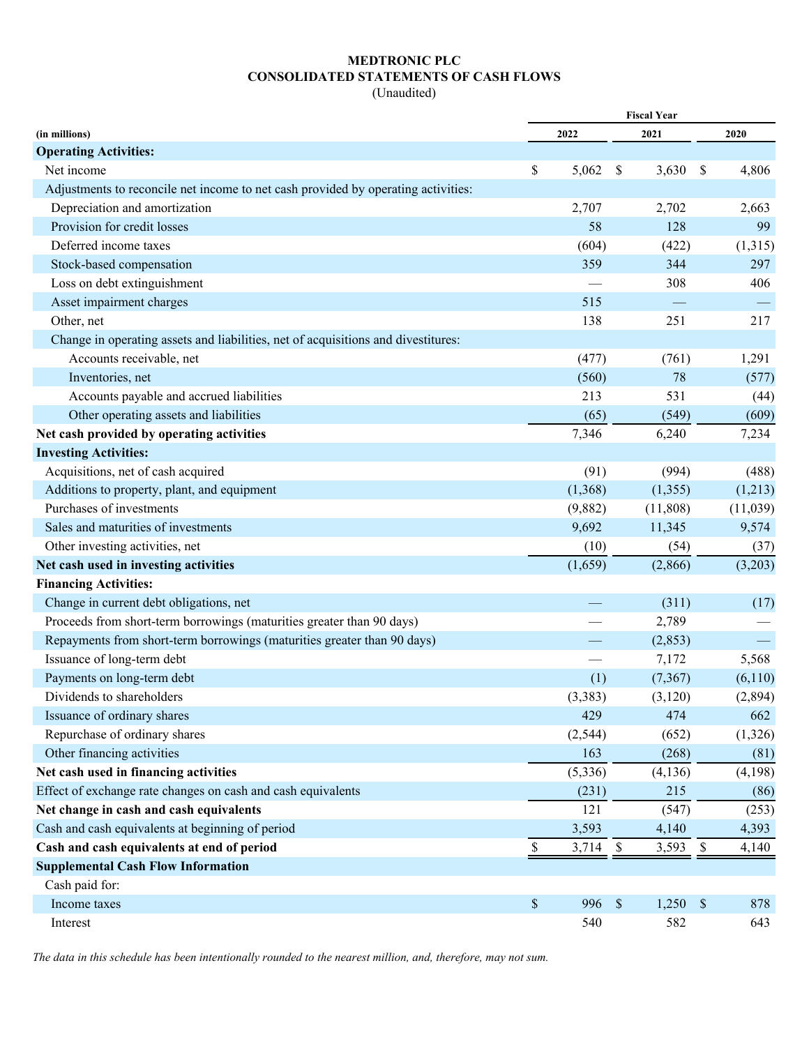**MEDTRONIC PLC**
**CONSOLIDATED STATEMENTS OF CASH FLOWS**
(Unaudited)

| | Fiscal Year | | |
|---|---|---|---|
| **(in millions)** | **2022** | **2021** | **2020** |
| **Operating Activities:** | | | |
| Net income | $ 5,062 | $ 3,630 | $ 4,806 |
| Adjustments to reconcile net income to net cash provided by operating activities: | | | |
| Depreciation and amortization | 2,707 | 2,702 | 2,663 |
| Provision for credit losses | 58 | 128 | 99 |
| Deferred income taxes | (604) | (422) | (1,315) |
| Stock-based compensation | 359 | 344 | 297 |
| Loss on debt extinguishment | — | 308 | 406 |
| Asset impairment charges | 515 | — | — |
| Other, net | 138 | 251 | 217 |
| Change in operating assets and liabilities, net of acquisitions and divestitures: | | | |
| Accounts receivable, net | (477) | (761) | 1,291 |
| Inventories, net | (560) | 78 | (577) |
| Accounts payable and accrued liabilities | 213 | 531 | (44) |
| Other operating assets and liabilities | (65) | (549) | (609) |
| **Net cash provided by operating activities** | 7,346 | 6,240 | 7,234 |
| **Investing Activities:** | | | |
| Acquisitions, net of cash acquired | (91) | (994) | (488) |
| Additions to property, plant, and equipment | (1,368) | (1,355) | (1,213) |
| Purchases of investments | (9,882) | (11,808) | (11,039) |
| Sales and maturities of investments | 9,692 | 11,345 | 9,574 |
| Other investing activities, net | (10) | (54) | (37) |
| **Net cash used in investing activities** | (1,659) | (2,866) | (3,203) |
| **Financing Activities:** | | | |
| Change in current debt obligations, net | — | (311) | (17) |
| Proceeds from short-term borrowings (maturities greater than 90 days) | — | 2,789 | — |
| Repayments from short-term borrowings (maturities greater than 90 days) | — | (2,853) | — |
| Issuance of long-term debt | — | 7,172 | 5,568 |
| Payments on long-term debt | (1) | (7,367) | (6,110) |
| Dividends to shareholders | (3,383) | (3,120) | (2,894) |
| Issuance of ordinary shares | 429 | 474 | 662 |
| Repurchase of ordinary shares | (2,544) | (652) | (1,326) |
| Other financing activities | 163 | (268) | (81) |
| **Net cash used in financing activities** | (5,336) | (4,136) | (4,198) |
| Effect of exchange rate changes on cash and cash equivalents | (231) | 215 | (86) |
| **Net change in cash and cash equivalents** | 121 | (547) | (253) |
| Cash and cash equivalents at beginning of period | 3,593 | 4,140 | 4,393 |
| **Cash and cash equivalents at end of period** | $ 3,714 | $ 3,593 | $ 4,140 |
| **Supplemental Cash Flow Information** | | | |
| Cash paid for: | | | |
| Income taxes | $ 996 | $ 1,250 | $ 878 |
| Interest | 540 | 582 | 643 |

*The data in this schedule has been intentionally rounded to the nearest million, and, therefore, may not sum.*